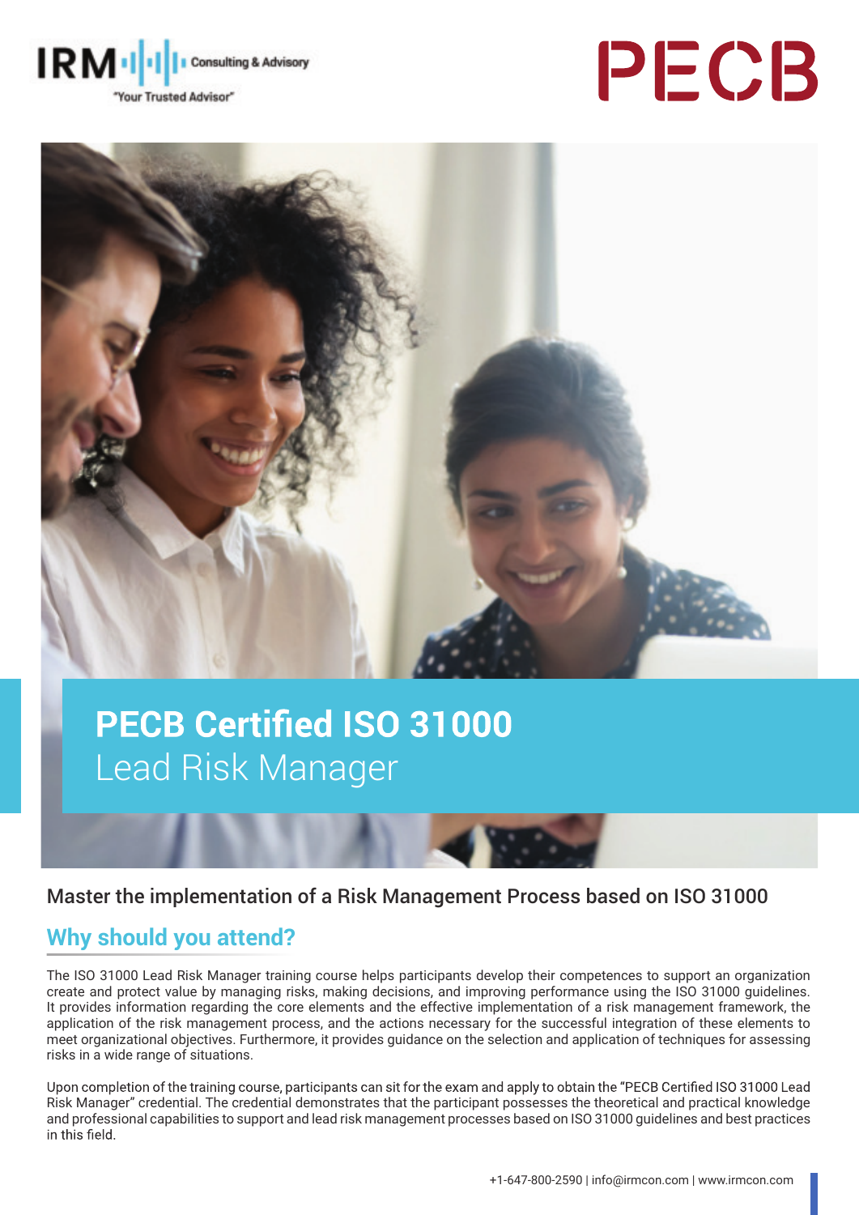IRM Consulting & Advisory
"Your Trusted Advisor"

PECB

# PECB Certified ISO 31000 Lead Risk Manager

Master the implementation of a Risk Management Process based on ISO 31000

## Why should you attend?

The ISO 31000 Lead Risk Manager training course helps participants develop their competences to support an organization create and protect value by managing risks, making decisions, and improving performance using the ISO 31000 guidelines. It provides information regarding the core elements and the effective implementation of a risk management framework, the application of the risk management process, and the actions necessary for the successful integration of these elements to meet organizational objectives. Furthermore, it provides guidance on the selection and application of techniques for assessing risks in a wide range of situations.

Upon completion of the training course, participants can sit for the exam and apply to obtain the "PECB Certified ISO 31000 Lead Risk Manager" credential. The credential demonstrates that the participant possesses the theoretical and practical knowledge and professional capabilities to support and lead risk management processes based on ISO 31000 guidelines and best practices in this field.

+1-647-800-2590 | info@irmcon.com | www.irmcon.com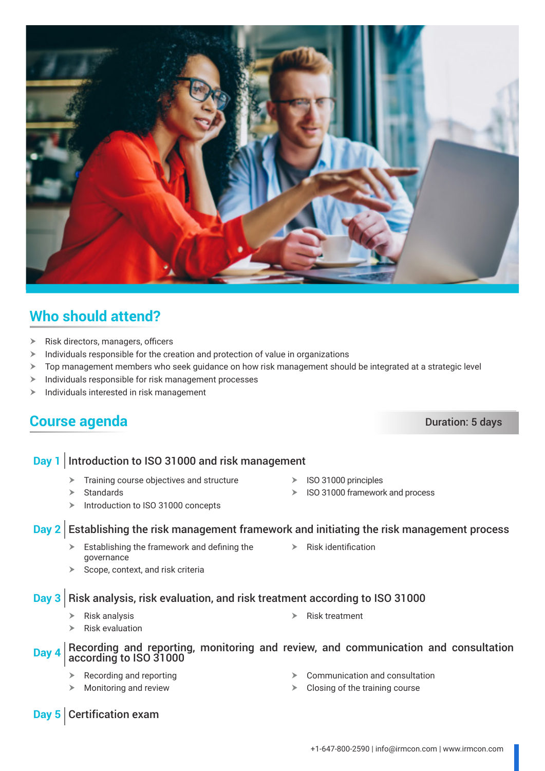## Who should attend?

- Risk directors, managers, officers
- Individuals responsible for the creation and protection of value in organizations
- Top management members who seek guidance on how risk management should be integrated at a strategic level
- Individuals responsible for risk management processes
- Individuals interested in risk management

## Course agenda

**Duration: 5 days**

### Day 1 | Introduction to ISO 31000 and risk management

- Training course objectives and structure
- Standards
- Introduction to ISO 31000 concepts
- ISO 31000 principles
- ISO 31000 framework and process

### Day 2 | Establishing the risk management framework and initiating the risk management process

- Establishing the framework and defining the governance
- Scope, context, and risk criteria
- Risk identification

### Day 3 | Risk analysis, risk evaluation, and risk treatment according to ISO 31000

- Risk analysis
- Risk evaluation
- Risk treatment

### Day 4 | Recording and reporting, monitoring and review, and communication and consultation according to ISO 31000

- Recording and reporting
- Monitoring and review
- Communication and consultation
- Closing of the training course

### Day 5 | Certification exam

+1-647-800-2590 | info@irmcon.com | www.irmcon.com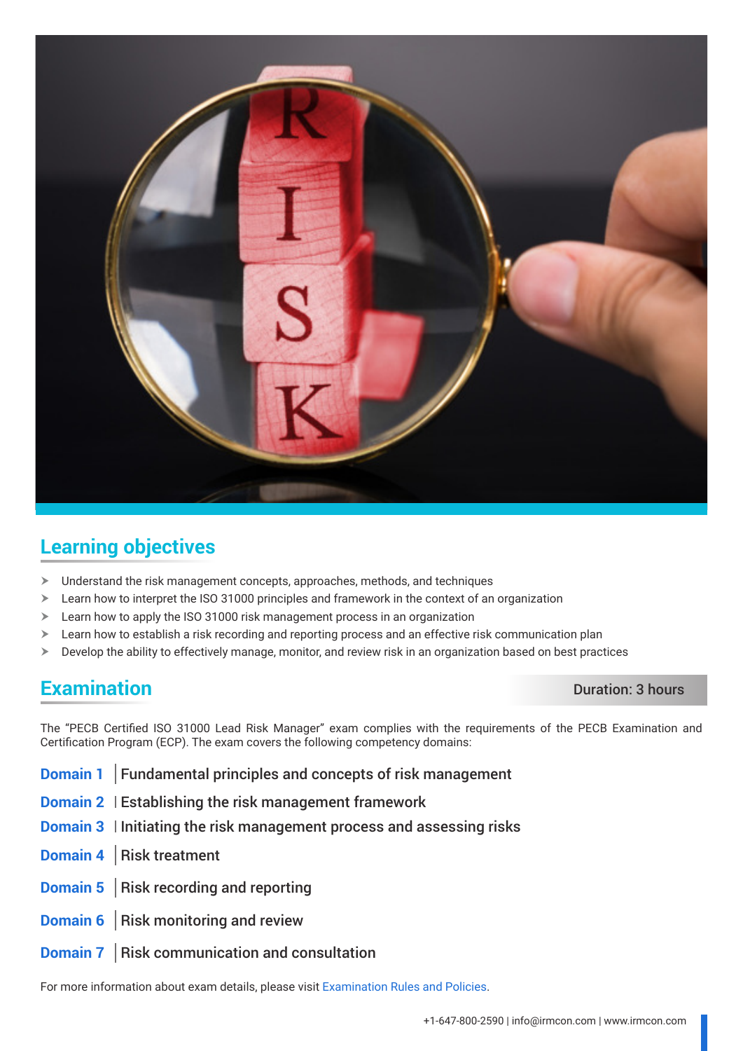## Learning objectives

- Understand the risk management concepts, approaches, methods, and techniques
- Learn how to interpret the ISO 31000 principles and framework in the context of an organization
- Learn how to apply the ISO 31000 risk management process in an organization
- Learn how to establish a risk recording and reporting process and an effective risk communication plan
- Develop the ability to effectively manage, monitor, and review risk in an organization based on best practices

## Examination

**Duration: 3 hours**

The "PECB Certified ISO 31000 Lead Risk Manager" exam complies with the requirements of the PECB Examination and Certification Program (ECP). The exam covers the following competency domains:

**Domain 1** | Fundamental principles and concepts of risk management

**Domain 2** | Establishing the risk management framework

**Domain 3** | Initiating the risk management process and assessing risks

**Domain 4** | Risk treatment

**Domain 5** | Risk recording and reporting

**Domain 6** | Risk monitoring and review

**Domain 7** | Risk communication and consultation

For more information about exam details, please visit Examination Rules and Policies.

+1-647-800-2590 | info@irmcon.com | www.irmcon.com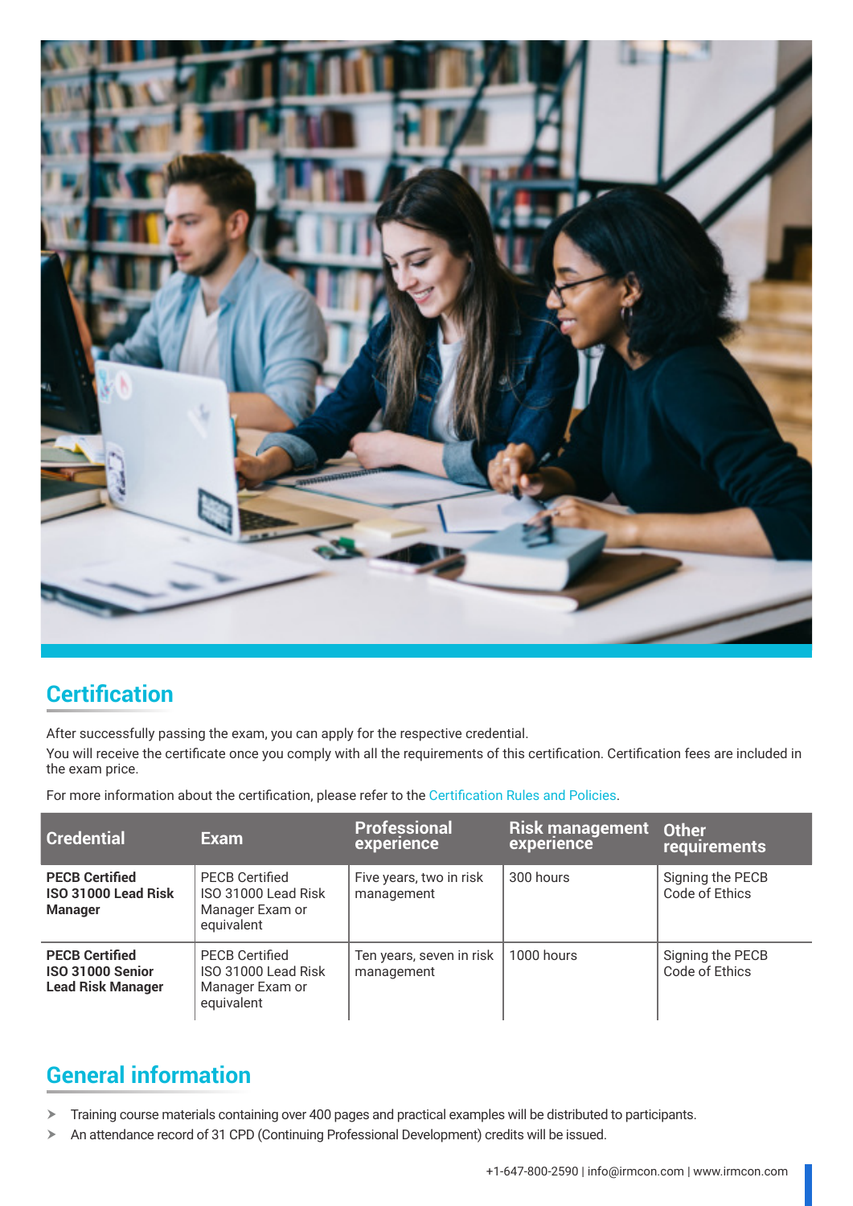## Certification

After successfully passing the exam, you can apply for the respective credential.

You will receive the certificate once you comply with all the requirements of this certification. Certification fees are included in the exam price.

For more information about the certification, please refer to the Certification Rules and Policies.

| Credential | Exam | Professional experience | Risk management experience | Other requirements |
|---|---|---|---|---|
| **PECB Certified ISO 31000 Lead Risk Manager** | PECB Certified ISO 31000 Lead Risk Manager Exam or equivalent | Five years, two in risk management | 300 hours | Signing the PECB Code of Ethics |
| **PECB Certified ISO 31000 Senior Lead Risk Manager** | PECB Certified ISO 31000 Lead Risk Manager Exam or equivalent | Ten years, seven in risk management | 1000 hours | Signing the PECB Code of Ethics |

## General information

- Training course materials containing over 400 pages and practical examples will be distributed to participants.
- An attendance record of 31 CPD (Continuing Professional Development) credits will be issued.

+1-647-800-2590 | info@irmcon.com | www.irmcon.com